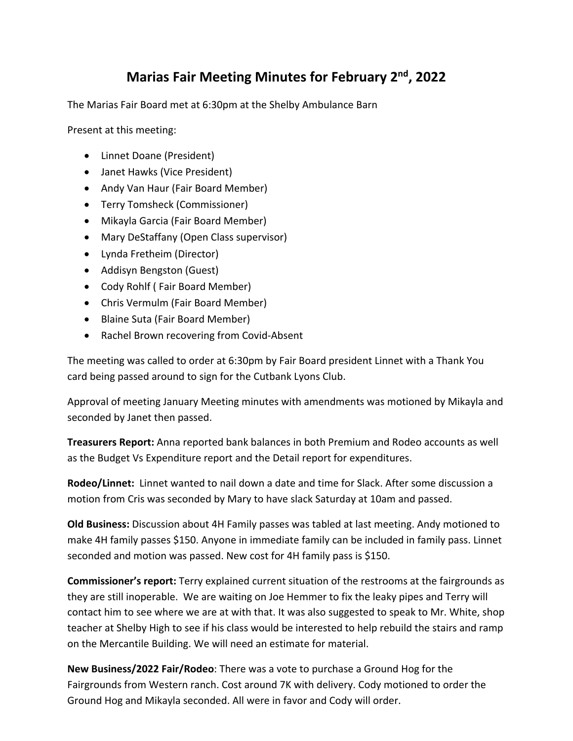# Marias Fair Meeting Minutes for February 2nd, 2022

The Marias Fair Board met at 6:30pm at the Shelby Ambulance Barn

Present at this meeting:

- Linnet Doane (President)
- Janet Hawks (Vice President)
- Andy Van Haur (Fair Board Member)
- Terry Tomsheck (Commissioner)
- Mikayla Garcia (Fair Board Member)
- Mary DeStaffany (Open Class supervisor)
- Lynda Fretheim (Director)
- Addisyn Bengston (Guest)
- Cody Rohlf ( Fair Board Member)
- Chris Vermulm (Fair Board Member)
- Blaine Suta (Fair Board Member)
- Rachel Brown recovering from Covid-Absent

The meeting was called to order at 6:30pm by Fair Board president Linnet with a Thank You card being passed around to sign for the Cutbank Lyons Club.

Approval of meeting January Meeting minutes with amendments was motioned by Mikayla and seconded by Janet then passed.

**Treasurers Report:** Anna reported bank balances in both Premium and Rodeo accounts as well as the Budget Vs Expenditure report and the Detail report for expenditures.

**Rodeo/Linnet:** Linnet wanted to nail down a date and time for Slack. After some discussion a motion from Cris was seconded by Mary to have slack Saturday at 10am and passed.

**Old Business:** Discussion about 4H Family passes was tabled at last meeting. Andy motioned to make 4H family passes $150. Anyone in immediate family can be included in family pass. Linnet seconded and motion was passed. New cost for 4H family pass is $150.

**Commissioner's report:** Terry explained current situation of the restrooms at the fairgrounds as they are still inoperable. We are waiting on Joe Hemmer to fix the leaky pipes and Terry will contact him to see where we are at with that. It was also suggested to speak to Mr. White, shop teacher at Shelby High to see if his class would be interested to help rebuild the stairs and ramp on the Mercantile Building. We will need an estimate for material.

**New Business/2022 Fair/Rodeo**: There was a vote to purchase a Ground Hog for the Fairgrounds from Western ranch. Cost around 7K with delivery. Cody motioned to order the Ground Hog and Mikayla seconded. All were in favor and Cody will order.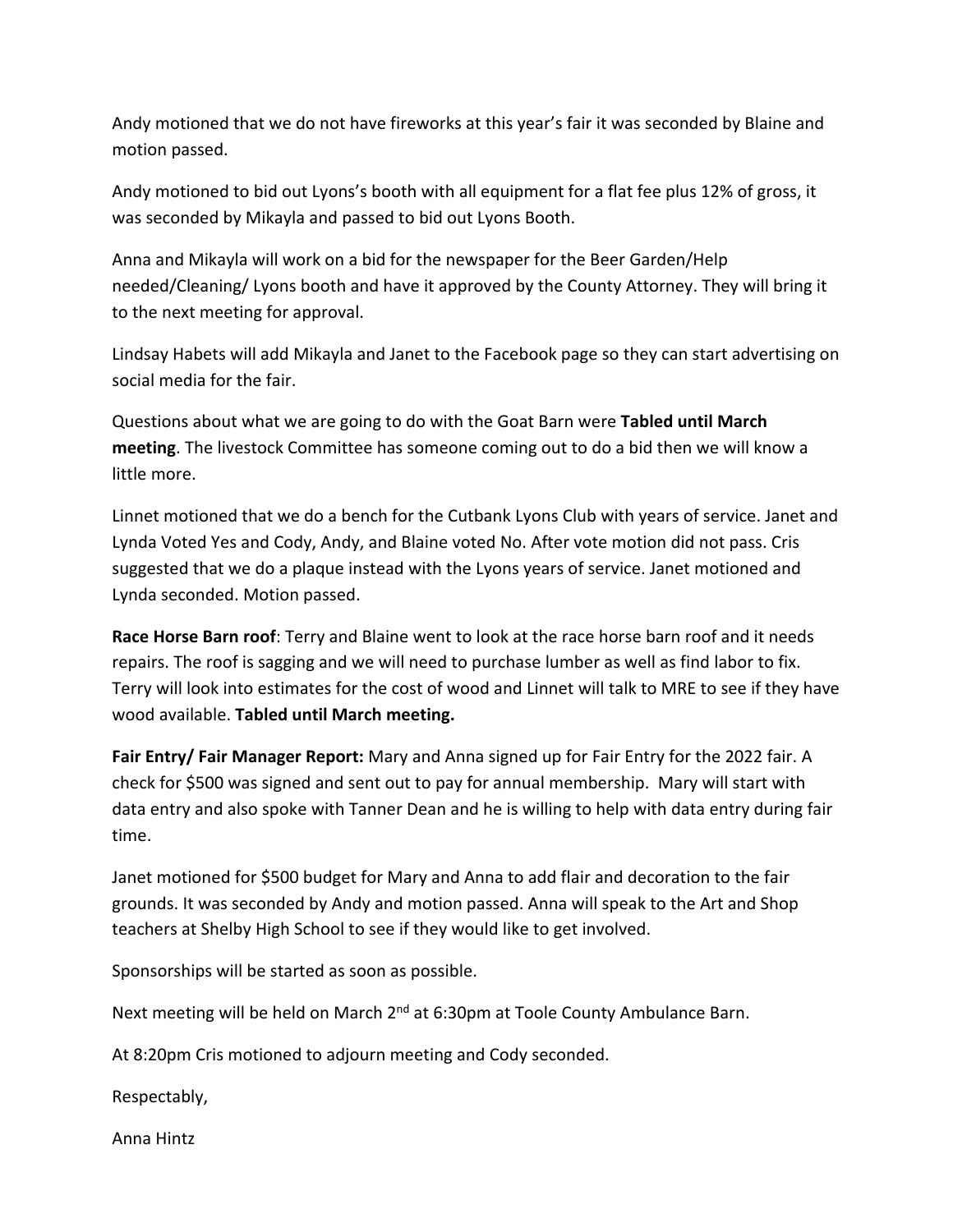Andy motioned that we do not have fireworks at this year's fair it was seconded by Blaine and motion passed.

Andy motioned to bid out Lyons's booth with all equipment for a flat fee plus 12% of gross, it was seconded by Mikayla and passed to bid out Lyons Booth.

Anna and Mikayla will work on a bid for the newspaper for the Beer Garden/Help needed/Cleaning/ Lyons booth and have it approved by the County Attorney. They will bring it to the next meeting for approval.

Lindsay Habets will add Mikayla and Janet to the Facebook page so they can start advertising on social media for the fair.

Questions about what we are going to do with the Goat Barn were **Tabled until March meeting**. The livestock Committee has someone coming out to do a bid then we will know a little more.

Linnet motioned that we do a bench for the Cutbank Lyons Club with years of service. Janet and Lynda Voted Yes and Cody, Andy, and Blaine voted No. After vote motion did not pass. Cris suggested that we do a plaque instead with the Lyons years of service. Janet motioned and Lynda seconded. Motion passed.

**Race Horse Barn roof**: Terry and Blaine went to look at the race horse barn roof and it needs repairs. The roof is sagging and we will need to purchase lumber as well as find labor to fix. Terry will look into estimates for the cost of wood and Linnet will talk to MRE to see if they have wood available. **Tabled until March meeting.**

**Fair Entry/ Fair Manager Report:** Mary and Anna signed up for Fair Entry for the 2022 fair. A check for $500 was signed and sent out to pay for annual membership. Mary will start with data entry and also spoke with Tanner Dean and he is willing to help with data entry during fair time.

Janet motioned for $500 budget for Mary and Anna to add flair and decoration to the fair grounds. It was seconded by Andy and motion passed. Anna will speak to the Art and Shop teachers at Shelby High School to see if they would like to get involved.

Sponsorships will be started as soon as possible.

Next meeting will be held on March 2nd at 6:30pm at Toole County Ambulance Barn.

At 8:20pm Cris motioned to adjourn meeting and Cody seconded.

Respectably,

Anna Hintz